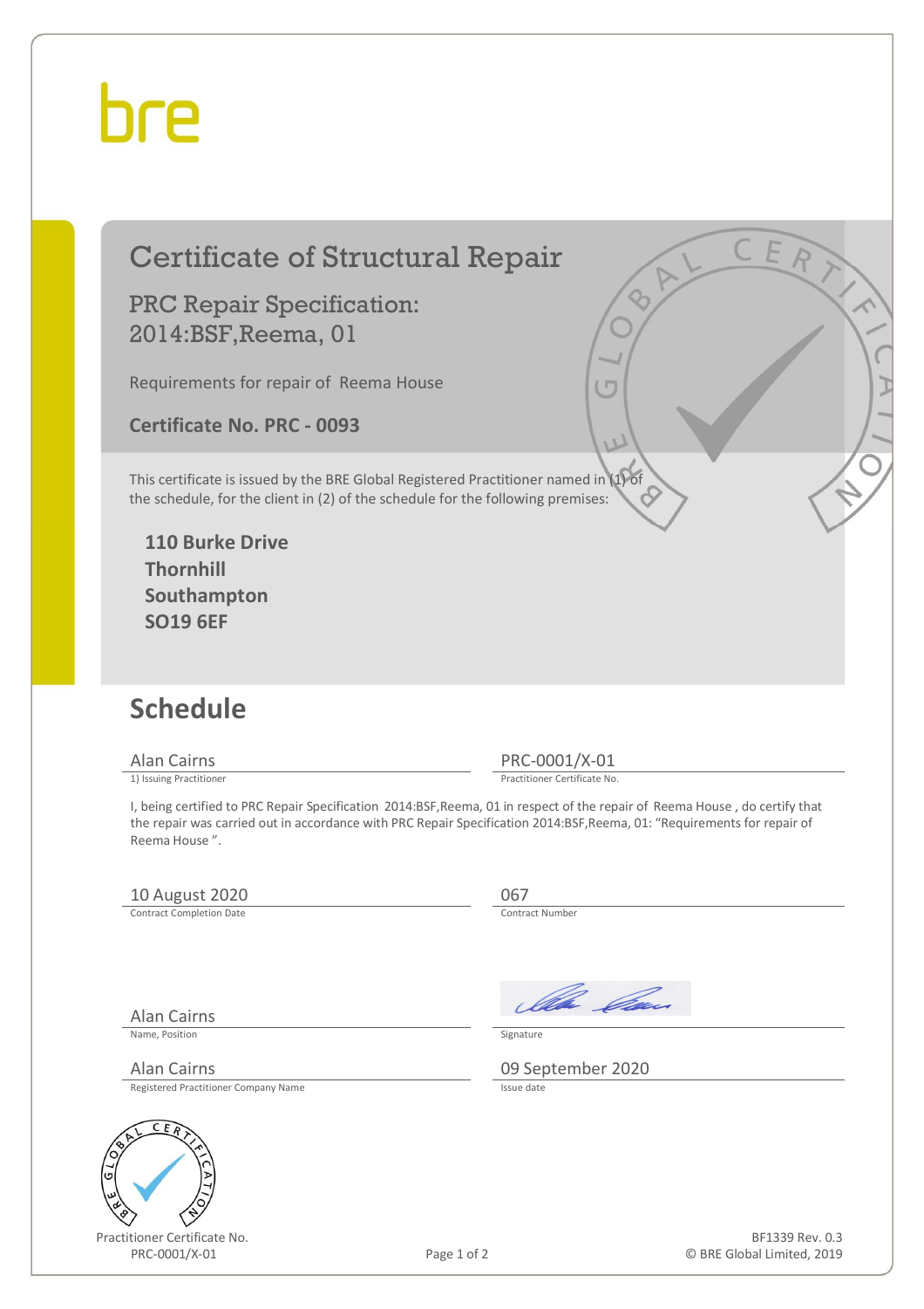bre

# Certificate of Structural Repair

## PRC Repair Specification: 2014:BSF,Reema, 01

Requirements for repair of Reema House

**Certificate No. PRC - 0093**

This certificate is issued by the BRE Global Registered Practitioner named in (1) of the schedule, for the client in (2) of the schedule for the following premises:

**110 Burke Drive**
**Thornhill**
**Southampton**
**SO19 6EF**

## Schedule

| | |
|---|---|
| Alan Cairns | PRC-0001/X-01 |
| 1) Issuing Practitioner | Practitioner Certificate No. |

I, being certified to PRC Repair Specification 2014:BSF,Reema, 01 in respect of the repair of Reema House , do certify that the repair was carried out in accordance with PRC Repair Specification 2014:BSF,Reema, 01: "Requirements for repair of Reema House ".

| | |
|---|---|
| 10 August 2020 | 067 |
| Contract Completion Date | Contract Number |

| | |
|---|---|
| Alan Cairns | [signature] |
| Name, Position | Signature |

| | |
|---|---|
| Alan Cairns | 09 September 2020 |
| Registered Practitioner Company Name | Issue date |

Practitioner Certificate No.
PRC-0001/X-01

BF1339 Rev. 0.3
© BRE Global Limited, 2019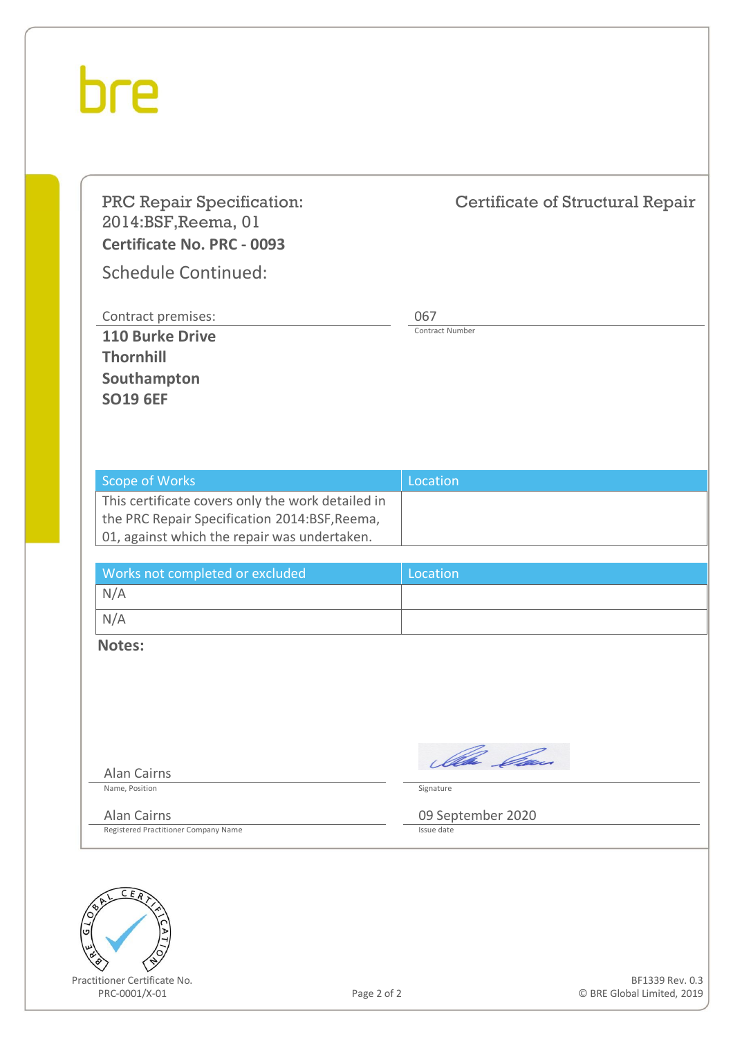bre

PRC Repair Specification:
2014:BSF,Reema, 01

**Certificate No. PRC - 0093**

Certificate of Structural Repair

## Schedule Continued:

Contract premises:

**110 Burke Drive**
**Thornhill**
**Southampton**
**SO19 6EF**

067
Contract Number

| Scope of Works | Location |
|---|---|
| This certificate covers only the work detailed in the PRC Repair Specification 2014:BSF,Reema, 01, against which the repair was undertaken. | |

| Works not completed or excluded | Location |
|---|---|
| N/A | |
| N/A | |

**Notes:**

Alan Cairns
Name, Position

Signature

Alan Cairns
Registered Practitioner Company Name

09 September 2020
Issue date

BRE GLOBAL CERTIFICATION

Practitioner Certificate No.
PRC-0001/X-01

BF1339 Rev. 0.3
© BRE Global Limited, 2019